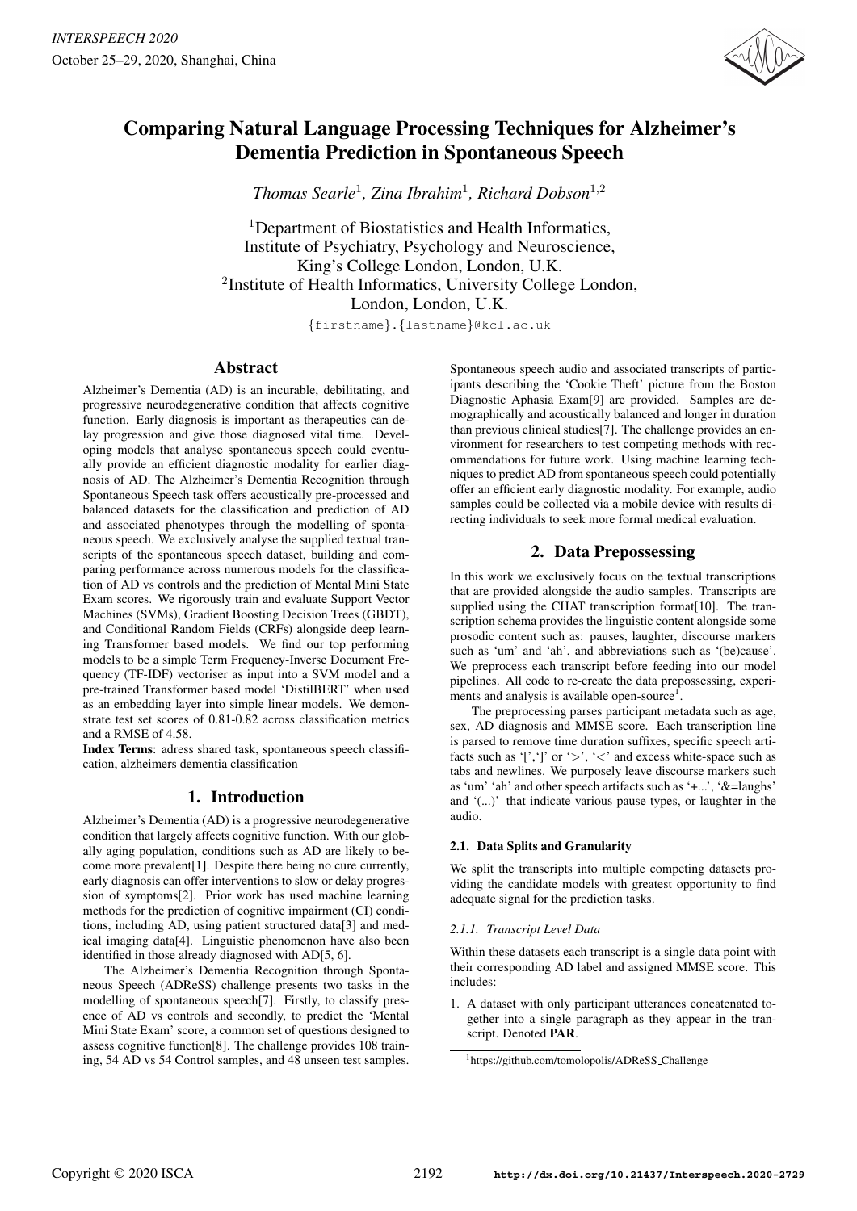# Comparing Natural Language Processing Techniques for Alzheimer's Dementia Prediction in Spontaneous Speech

*Thomas Searle*[1], *Zina Ibrahim*[1], *Richard Dobson*[1,2]

[1]Department of Biostatistics and Health Informatics, Institute of Psychiatry, Psychology and Neuroscience, King's College London, London, U.K.
[2]Institute of Health Informatics, University College London, London, London, U.K.

{firstname}.{lastname}@kcl.ac.uk

## Abstract

Alzheimer's Dementia (AD) is an incurable, debilitating, and progressive neurodegenerative condition that affects cognitive function. Early diagnosis is important as therapeutics can delay progression and give those diagnosed vital time. Developing models that analyse spontaneous speech could eventually provide an efficient diagnostic modality for earlier diagnosis of AD. The Alzheimer's Dementia Recognition through Spontaneous Speech task offers acoustically pre-processed and balanced datasets for the classification and prediction of AD and associated phenotypes through the modelling of spontaneous speech. We exclusively analyse the supplied textual transcripts of the spontaneous speech dataset, building and comparing performance across numerous models for the classification of AD vs controls and the prediction of Mental Mini State Exam scores. We rigorously train and evaluate Support Vector Machines (SVMs), Gradient Boosting Decision Trees (GBDT), and Conditional Random Fields (CRFs) alongside deep learning Transformer based models. We find our top performing models to be a simple Term Frequency-Inverse Document Frequency (TF-IDF) vectoriser as input into a SVM model and a pre-trained Transformer based model 'DistilBERT' when used as an embedding layer into simple linear models. We demonstrate test set scores of 0.81-0.82 across classification metrics and a RMSE of 4.58.

**Index Terms**: adress shared task, spontaneous speech classification, alzheimers dementia classification

## 1. Introduction

Alzheimer's Dementia (AD) is a progressive neurodegenerative condition that largely affects cognitive function. With our globally aging population, conditions such as AD are likely to become more prevalent[1]. Despite there being no cure currently, early diagnosis can offer interventions to slow or delay progression of symptoms[2]. Prior work has used machine learning methods for the prediction of cognitive impairment (CI) conditions, including AD, using patient structured data[3] and medical imaging data[4]. Linguistic phenomenon have also been identified in those already diagnosed with AD[5, 6].

The Alzheimer's Dementia Recognition through Spontaneous Speech (ADReSS) challenge presents two tasks in the modelling of spontaneous speech[7]. Firstly, to classify presence of AD vs controls and secondly, to predict the 'Mental Mini State Exam' score, a common set of questions designed to assess cognitive function[8]. The challenge provides 108 training, 54 AD vs 54 Control samples, and 48 unseen test samples. Spontaneous speech audio and associated transcripts of participants describing the 'Cookie Theft' picture from the Boston Diagnostic Aphasia Exam[9] are provided. Samples are demographically and acoustically balanced and longer in duration than previous clinical studies[7]. The challenge provides an environment for researchers to test competing methods with recommendations for future work. Using machine learning techniques to predict AD from spontaneous speech could potentially offer an efficient early diagnostic modality. For example, audio samples could be collected via a mobile device with results directing individuals to seek more formal medical evaluation.

## 2. Data Prepossessing

In this work we exclusively focus on the textual transcriptions that are provided alongside the audio samples. Transcripts are supplied using the CHAT transcription format[10]. The transcription schema provides the linguistic content alongside some prosodic content such as: pauses, laughter, discourse markers such as 'um' and 'ah', and abbreviations such as '(be)cause'. We preprocess each transcript before feeding into our model pipelines. All code to re-create the data prepossessing, experiments and analysis is available open-source[1].

The preprocessing parses participant metadata such as age, sex, AD diagnosis and MMSE score. Each transcription line is parsed to remove time duration suffixes, specific speech artifacts such as '[','] ' or '>', '<' and excess white-space such as tabs and newlines. We purposely leave discourse markers such as 'um' 'ah' and other speech artifacts such as '+...', '&=laughs' and '(...)' that indicate various pause types, or laughter in the audio.

### 2.1. Data Splits and Granularity

We split the transcripts into multiple competing datasets providing the candidate models with greatest opportunity to find adequate signal for the prediction tasks.

#### 2.1.1. Transcript Level Data

Within these datasets each transcript is a single data point with their corresponding AD label and assigned MMSE score. This includes:

1. A dataset with only participant utterances concatenated together into a single paragraph as they appear in the transcript. Denoted **PAR**.

[1]https://github.com/tomolopolis/ADReSS_Challenge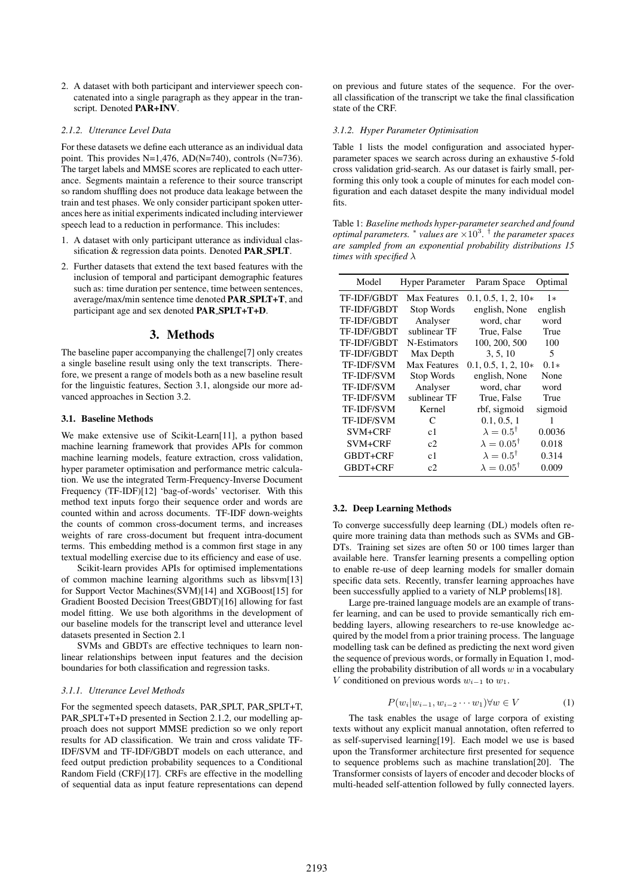2. A dataset with both participant and interviewer speech concatenated into a single paragraph as they appear in the transcript. Denoted **PAR+INV**.

#### 2.1.2. Utterance Level Data

For these datasets we define each utterance as an individual data point. This provides N=1,476, AD(N=740), controls (N=736). The target labels and MMSE scores are replicated to each utterance. Segments maintain a reference to their source transcript so random shuffling does not produce data leakage between the train and test phases. We only consider participant spoken utterances here as initial experiments indicated including interviewer speech lead to a reduction in performance. This includes:

1. A dataset with only participant utterance as individual classification & regression data points. Denoted **PAR_SPLT**.
2. Further datasets that extend the text based features with the inclusion of temporal and participant demographic features such as: time duration per sentence, time between sentences, average/max/min sentence time denoted **PAR_SPLT+T**, and participant age and sex denoted **PAR_SPLT+T+D**.

## 3. Methods

The baseline paper accompanying the challenge[7] only creates a single baseline result using only the text transcripts. Therefore, we present a range of models both as a new baseline result for the linguistic features, Section 3.1, alongside our more advanced approaches in Section 3.2.

### 3.1. Baseline Methods

We make extensive use of Scikit-Learn[11], a python based machine learning framework that provides APIs for common machine learning models, feature extraction, cross validation, hyper parameter optimisation and performance metric calculation. We use the integrated Term-Frequency-Inverse Document Frequency (TF-IDF)[12] 'bag-of-words' vectoriser. With this method text inputs forgo their sequence order and words are counted within and across documents. TF-IDF down-weights the counts of common cross-document terms, and increases weights of rare cross-document but frequent intra-document terms. This embedding method is a common first stage in any textual modelling exercise due to its efficiency and ease of use.

Scikit-learn provides APIs for optimised implementations of common machine learning algorithms such as libsvm[13] for Support Vector Machines(SVM)[14] and XGBoost[15] for Gradient Boosted Decision Trees(GBDT)[16] allowing for fast model fitting. We use both algorithms in the development of our baseline models for the transcript level and utterance level datasets presented in Section 2.1

SVMs and GBDTs are effective techniques to learn non-linear relationships between input features and the decision boundaries for both classification and regression tasks.

#### 3.1.1. Utterance Level Methods

For the segmented speech datasets, PAR_SPLT, PAR_SPLT+T, PAR_SPLT+T+D presented in Section 2.1.2, our modelling approach does not support MMSE prediction so we only report results for AD classification. We train and cross validate TF-IDF/SVM and TF-IDF/GBDT models on each utterance, and feed output prediction probability sequences to a Conditional Random Field (CRF)[17]. CRFs are effective in the modelling of sequential data as input feature representations can depend on previous and future states of the sequence. For the overall classification of the transcript we take the final classification state of the CRF.

#### 3.1.2. Hyper Parameter Optimisation

Table 1 lists the model configuration and associated hyper-parameter spaces we search across during an exhaustive 5-fold cross validation grid-search. As our dataset is fairly small, performing this only took a couple of minutes for each model configuration and each dataset despite the many individual model fits.

Table 1: *Baseline methods hyper-parameter searched and found optimal parameters.* $^*$ *values are* $\times 10^3$. $^\dagger$ *the parameter spaces are sampled from an exponential probability distributions 15 times with specified* $\lambda$

| Model | Hyper Parameter | Param Space | Optimal |
|---|---|---|---|
| TF-IDF/GBDT | Max Features | 0.1, 0.5, 1, 2, 10$*$ | 1$*$ |
| TF-IDF/GBDT | Stop Words | english, None | english |
| TF-IDF/GBDT | Analyser | word, char | word |
| TF-IDF/GBDT | sublinear TF | True, False | True |
| TF-IDF/GBDT | N-Estimators | 100, 200, 500 | 100 |
| TF-IDF/GBDT | Max Depth | 3, 5, 10 | 5 |
| TF-IDF/SVM | Max Features | 0.1, 0.5, 1, 2, 10$*$ | 0.1$*$ |
| TF-IDF/SVM | Stop Words | english, None | None |
| TF-IDF/SVM | Analyser | word, char | word |
| TF-IDF/SVM | sublinear TF | True, False | True |
| TF-IDF/SVM | Kernel | rbf, sigmoid | sigmoid |
| TF-IDF/SVM | C | 0.1, 0.5, 1 | 1 |
| SVM+CRF | c1 | $\lambda = 0.5^\dagger$ | 0.0036 |
| SVM+CRF | c2 | $\lambda = 0.05^\dagger$ | 0.018 |
| GBDT+CRF | c1 | $\lambda = 0.5^\dagger$ | 0.314 |
| GBDT+CRF | c2 | $\lambda = 0.05^\dagger$ | 0.009 |

### 3.2. Deep Learning Methods

To converge successfully deep learning (DL) models often require more training data than methods such as SVMs and GBDTs. Training set sizes are often 50 or 100 times larger than available here. Transfer learning presents a compelling option to enable re-use of deep learning models for smaller domain specific data sets. Recently, transfer learning approaches have been successfully applied to a variety of NLP problems[18].

Large pre-trained language models are an example of transfer learning, and can be used to provide semantically rich embedding layers, allowing researchers to re-use knowledge acquired by the model from a prior training process. The language modelling task can be defined as predicting the next word given the sequence of previous words, or formally in Equation 1, modelling the probability distribution of all words $w$ in a vocabulary $V$ conditioned on previous words $w_{i-1}$ to $w_1$.

$$P(w_i|w_{i-1}, w_{i-2} \cdots w_1) \forall w \in V \tag{1}$$

The task enables the usage of large corpora of existing texts without any explicit manual annotation, often referred to as self-supervised learning[19]. Each model we use is based upon the Transformer architecture first presented for sequence to sequence problems such as machine translation[20]. The Transformer consists of layers of encoder and decoder blocks of multi-headed self-attention followed by fully connected layers.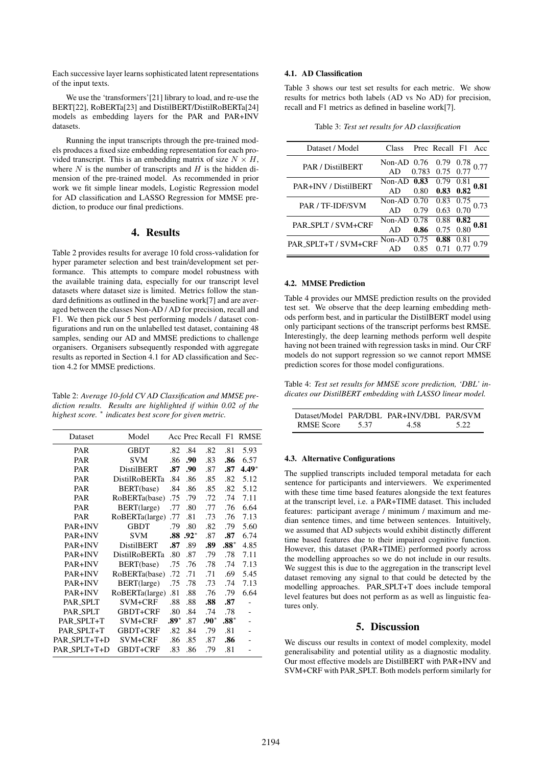Each successive layer learns sophisticated latent representations of the input texts.

We use the 'transformers'[21] library to load, and re-use the BERT[22], RoBERTa[23] and DistilBERT/DistilRoBERTa[24] models as embedding layers for the PAR and PAR+INV datasets.

Running the input transcripts through the pre-trained models produces a fixed size embedding representation for each provided transcript. This is an embedding matrix of size $N \times H$, where $N$ is the number of transcripts and $H$ is the hidden dimension of the pre-trained model. As recommended in prior work we fit simple linear models, Logistic Regression model for AD classification and LASSO Regression for MMSE prediction, to produce our final predictions.

## 4. Results

Table 2 provides results for average 10 fold cross-validation for hyper parameter selection and best train/development set performance. This attempts to compare model robustness with the available training data, especially for our transcript level datasets where dataset size is limited. Metrics follow the standard definitions as outlined in the baseline work[7] and are averaged between the classes Non-AD / AD for precision, recall and F1. We then pick our 5 best performing models / dataset configurations and run on the unlabelled test dataset, containing 48 samples, sending our AD and MMSE predictions to challenge organisers. Organisers subsequently responded with aggregate results as reported in Section 4.1 for AD classification and Section 4.2 for MMSE predictions.

Table 2: *Average 10-fold CV AD Classification and MMSE prediction results. Results are highlighted if within 0.02 of the highest score.* * *indicates best score for given metric.*

| Dataset | Model | Acc | Prec | Recall | F1 | RMSE |
|---|---|---|---|---|---|---|
| PAR | GBDT | .82 | .84 | .82 | .81 | 5.93 |
| PAR | SVM | .86 | **.90** | .83 | **.86** | 6.57 |
| PAR | DistilBERT | **.87** | **.90** | .87 | **.87** | **4.49*** |
| PAR | DistilRoBERTa | .84 | .86 | .85 | .82 | 5.12 |
| PAR | BERT(base) | .84 | .86 | .85 | .82 | 5.12 |
| PAR | RoBERTa(base) | .75 | .79 | .72 | .74 | 7.11 |
| PAR | BERT(large) | .77 | .80 | .77 | .76 | 6.64 |
| PAR | RoBERTa(large) | .77 | .81 | .73 | .76 | 7.13 |
| PAR+INV | GBDT | .79 | .80 | .82 | .79 | 5.60 |
| PAR+INV | SVM | **.88** | **.92*** | .87 | **.87** | 6.74 |
| PAR+INV | DistilBERT | **.87** | .89 | **.89** | **.88*** | 4.85 |
| PAR+INV | DistilRoBERTa | .80 | .87 | .79 | .78 | 7.11 |
| PAR+INV | BERT(base) | .75 | .76 | .78 | .74 | 7.13 |
| PAR+INV | RoBERTa(base) | .72 | .71 | .71 | .69 | 5.45 |
| PAR+INV | BERT(large) | .75 | .78 | .73 | .74 | 7.13 |
| PAR+INV | RoBERTa(large) | .81 | .88 | .76 | .79 | 6.64 |
| PAR_SPLT | SVM+CRF | .88 | .88 | **.88** | **.87** | - |
| PAR_SPLT | GBDT+CRF | .80 | .84 | .74 | .78 | - |
| PAR_SPLT+T | SVM+CRF | **.89*** | .87 | **.90*** | **.88*** | - |
| PAR_SPLT+T | GBDT+CRF | .82 | .84 | .79 | .81 | - |
| PAR_SPLT+T+D | SVM+CRF | .86 | .85 | .87 | **.86** | - |
| PAR_SPLT+T+D | GBDT+CRF | .83 | .86 | .79 | .81 | - |

### 4.1. AD Classification

Table 3 shows our test set results for each metric. We show results for metrics both labels (AD vs No AD) for precision, recall and F1 metrics as defined in baseline work[7].

Table 3: *Test set results for AD classification*

| Dataset / Model | Class | Prec | Recall | F1 | Acc |
|---|---|---|---|---|---|
| PAR / DistilBERT | Non-AD | 0.76 | 0.79 | 0.78 | 0.77 |
| | AD | 0.783 | 0.75 | 0.77 | |
| PAR+INV / DistilBERT | Non-AD | **0.83** | 0.79 | 0.81 | **0.81** |
| | AD | 0.80 | **0.83** | **0.82** | |
| PAR / TF-IDF/SVM | Non-AD | 0.70 | 0.83 | 0.75 | 0.73 |
| | AD | 0.79 | 0.63 | 0.70 | |
| PAR_SPLT / SVM+CRF | Non-AD | 0.78 | 0.88 | **0.82** | **0.81** |
| | AD | **0.86** | 0.75 | 0.80 | |
| PAR_SPLT+T / SVM+CRF | Non-AD | 0.75 | **0.88** | 0.81 | 0.79 |
| | AD | 0.85 | 0.71 | 0.77 | |

### 4.2. MMSE Prediction

Table 4 provides our MMSE prediction results on the provided test set. We observe that the deep learning embedding methods perform best, and in particular the DistilBERT model using only participant sections of the transcript performs best RMSE. Interestingly, the deep learning methods perform well despite having not been trained with regression tasks in mind. Our CRF models do not support regression so we cannot report MMSE prediction scores for those model configurations.

Table 4: *Test set results for MMSE score prediction, 'DBL' indicates our DistilBERT embedding with LASSO linear model.*

| Dataset/Model | PAR/DBL | PAR+INV/DBL | PAR/SVM |
|---|---|---|---|
| RMSE Score | 5.37 | 4.58 | 5.22 |

### 4.3. Alternative Configurations

The supplied transcripts included temporal metadata for each sentence for participants and interviewers. We experimented with these time time based features alongside the text features at the transcript level, i.e. a PAR+TIME dataset. This included features: participant average / minimum / maximum and median sentence times, and time between sentences. Intuitively, we assumed that AD subjects would exhibit distinctly different time based features due to their impaired cognitive function. However, this dataset (PAR+TIME) performed poorly across the modelling approaches so we do not include in our results. We suggest this is due to the aggregation in the transcript level dataset removing any signal to that could be detected by the modelling approaches. PAR_SPLT+T does include temporal level features but does not perform as as well as linguistic features only.

## 5. Discussion

We discuss our results in context of model complexity, model generalisability and potential utility as a diagnostic modality. Our most effective models are DistilBERT with PAR+INV and SVM+CRF with PAR_SPLT. Both models perform similarly for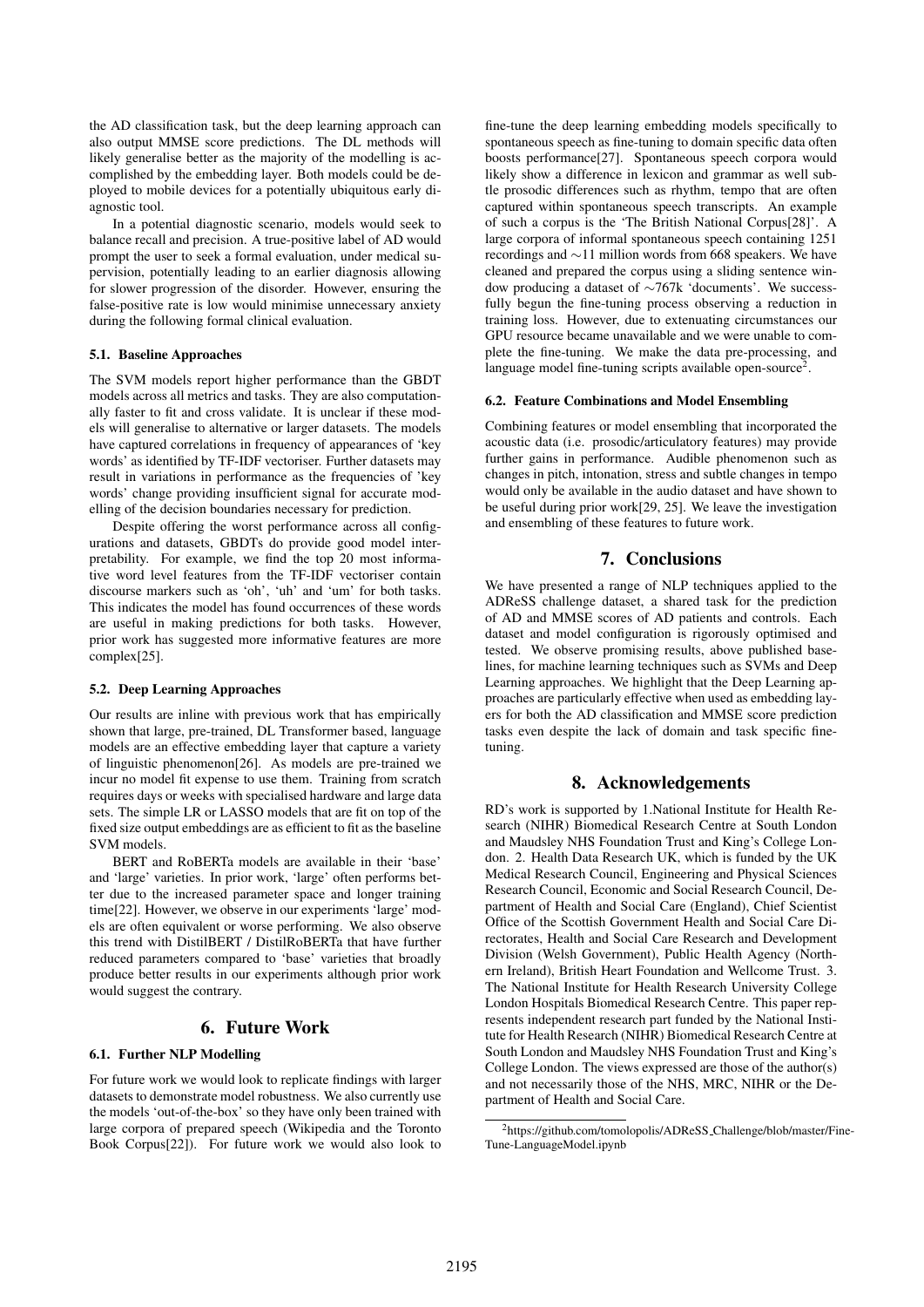the AD classification task, but the deep learning approach can also output MMSE score predictions. The DL methods will likely generalise better as the majority of the modelling is accomplished by the embedding layer. Both models could be deployed to mobile devices for a potentially ubiquitous early diagnostic tool.

In a potential diagnostic scenario, models would seek to balance recall and precision. A true-positive label of AD would prompt the user to seek a formal evaluation, under medical supervision, potentially leading to an earlier diagnosis allowing for slower progression of the disorder. However, ensuring the false-positive rate is low would minimise unnecessary anxiety during the following formal clinical evaluation.

### 5.1. Baseline Approaches

The SVM models report higher performance than the GBDT models across all metrics and tasks. They are also computationally faster to fit and cross validate. It is unclear if these models will generalise to alternative or larger datasets. The models have captured correlations in frequency of appearances of 'key words' as identified by TF-IDF vectoriser. Further datasets may result in variations in performance as the frequencies of 'key words' change providing insufficient signal for accurate modelling of the decision boundaries necessary for prediction.

Despite offering the worst performance across all configurations and datasets, GBDTs do provide good model interpretability. For example, we find the top 20 most informative word level features from the TF-IDF vectoriser contain discourse markers such as 'oh', 'uh' and 'um' for both tasks. This indicates the model has found occurrences of these words are useful in making predictions for both tasks. However, prior work has suggested more informative features are more complex[25].

### 5.2. Deep Learning Approaches

Our results are inline with previous work that has empirically shown that large, pre-trained, DL Transformer based, language models are an effective embedding layer that capture a variety of linguistic phenomenon[26]. As models are pre-trained we incur no model fit expense to use them. Training from scratch requires days or weeks with specialised hardware and large data sets. The simple LR or LASSO models that are fit on top of the fixed size output embeddings are as efficient to fit as the baseline SVM models.

BERT and RoBERTa models are available in their 'base' and 'large' varieties. In prior work, 'large' often performs better due to the increased parameter space and longer training time[22]. However, we observe in our experiments 'large' models are often equivalent or worse performing. We also observe this trend with DistilBERT / DistilRoBERTa that have further reduced parameters compared to 'base' varieties that broadly produce better results in our experiments although prior work would suggest the contrary.

## 6. Future Work

### 6.1. Further NLP Modelling

For future work we would look to replicate findings with larger datasets to demonstrate model robustness. We also currently use the models 'out-of-the-box' so they have only been trained with large corpora of prepared speech (Wikipedia and the Toronto Book Corpus[22]). For future work we would also look to fine-tune the deep learning embedding models specifically to spontaneous speech as fine-tuning to domain specific data often boosts performance[27]. Spontaneous speech corpora would likely show a difference in lexicon and grammar as well subtle prosodic differences such as rhythm, tempo that are often captured within spontaneous speech transcripts. An example of such a corpus is the 'The British National Corpus[28]'. A large corpora of informal spontaneous speech containing 1251 recordings and ∼11 million words from 668 speakers. We have cleaned and prepared the corpus using a sliding sentence window producing a dataset of ∼767k 'documents'. We successfully begun the fine-tuning process observing a reduction in training loss. However, due to extenuating circumstances our GPU resource became unavailable and we were unable to complete the fine-tuning. We make the data pre-processing, and language model fine-tuning scripts available open-source[2].

### 6.2. Feature Combinations and Model Ensembling

Combining features or model ensembling that incorporated the acoustic data (i.e. prosodic/articulatory features) may provide further gains in performance. Audible phenomenon such as changes in pitch, intonation, stress and subtle changes in tempo would only be available in the audio dataset and have shown to be useful during prior work[29, 25]. We leave the investigation and ensembling of these features to future work.

## 7. Conclusions

We have presented a range of NLP techniques applied to the ADReSS challenge dataset, a shared task for the prediction of AD and MMSE scores of AD patients and controls. Each dataset and model configuration is rigorously optimised and tested. We observe promising results, above published baselines, for machine learning techniques such as SVMs and Deep Learning approaches. We highlight that the Deep Learning approaches are particularly effective when used as embedding layers for both the AD classification and MMSE score prediction tasks even despite the lack of domain and task specific fine-tuning.

## 8. Acknowledgements

RD's work is supported by 1.National Institute for Health Research (NIHR) Biomedical Research Centre at South London and Maudsley NHS Foundation Trust and King's College London. 2. Health Data Research UK, which is funded by the UK Medical Research Council, Engineering and Physical Sciences Research Council, Economic and Social Research Council, Department of Health and Social Care (England), Chief Scientist Office of the Scottish Government Health and Social Care Directorates, Health and Social Care Research and Development Division (Welsh Government), Public Health Agency (Northern Ireland), British Heart Foundation and Wellcome Trust. 3. The National Institute for Health Research University College London Hospitals Biomedical Research Centre. This paper represents independent research part funded by the National Institute for Health Research (NIHR) Biomedical Research Centre at South London and Maudsley NHS Foundation Trust and King's College London. The views expressed are those of the author(s) and not necessarily those of the NHS, MRC, NIHR or the Department of Health and Social Care.

[2]https://github.com/tomolopolis/ADReSS_Challenge/blob/master/Fine-Tune-LanguageModel.ipynb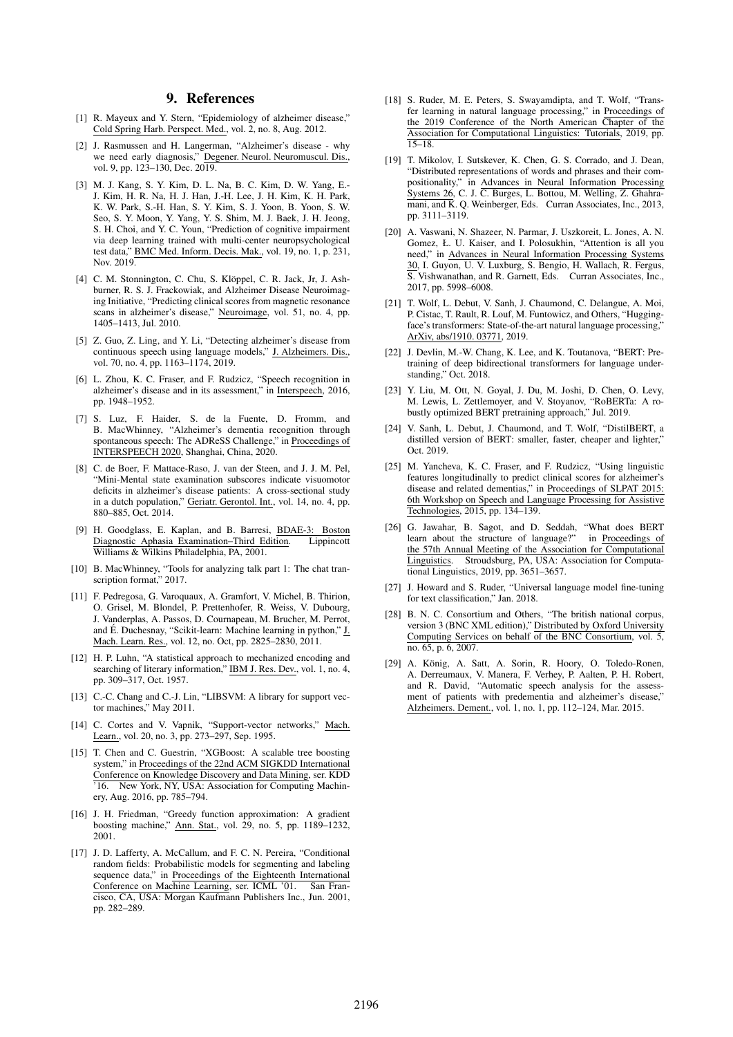# 9. References

[1] R. Mayeux and Y. Stern, "Epidemiology of alzheimer disease," Cold Spring Harb. Perspect. Med., vol. 2, no. 8, Aug. 2012.

[2] J. Rasmussen and H. Langerman, "Alzheimer's disease - why we need early diagnosis," Degener. Neurol. Neuromuscul. Dis., vol. 9, pp. 123–130, Dec. 2019.

[3] M. J. Kang, S. Y. Kim, D. L. Na, B. C. Kim, D. W. Yang, E.-J. Kim, H. R. Na, H. J. Han, J.-H. Lee, J. H. Kim, K. H. Park, K. W. Park, S.-H. Han, S. Y. Kim, S. J. Yoon, B. Yoon, S. W. Seo, S. Y. Moon, Y. Yang, Y. S. Shim, M. J. Baek, J. H. Jeong, S. H. Choi, and Y. C. Youn, "Prediction of cognitive impairment via deep learning trained with multi-center neuropsychological test data," BMC Med. Inform. Decis. Mak., vol. 19, no. 1, p. 231, Nov. 2019.

[4] C. M. Stonnington, C. Chu, S. Klöppel, C. R. Jack, Jr, J. Ashburner, R. S. J. Frackowiak, and Alzheimer Disease Neuroimaging Initiative, "Predicting clinical scores from magnetic resonance scans in alzheimer's disease," Neuroimage, vol. 51, no. 4, pp. 1405–1413, Jul. 2010.

[5] Z. Guo, Z. Ling, and Y. Li, "Detecting alzheimer's disease from continuous speech using language models," J. Alzheimers. Dis., vol. 70, no. 4, pp. 1163–1174, 2019.

[6] L. Zhou, K. C. Fraser, and F. Rudzicz, "Speech recognition in alzheimer's disease and in its assessment," in Interspeech, 2016, pp. 1948–1952.

[7] S. Luz, F. Haider, S. de la Fuente, D. Fromm, and B. MacWhinney, "Alzheimer's dementia recognition through spontaneous speech: The ADReSS Challenge," in Proceedings of INTERSPEECH 2020, Shanghai, China, 2020.

[8] C. de Boer, F. Mattace-Raso, J. van der Steen, and J. J. M. Pel, "Mini-Mental state examination subscores indicate visuomotor deficits in alzheimer's disease patients: A cross-sectional study in a dutch population," Geriatr. Gerontol. Int., vol. 14, no. 4, pp. 880–885, Oct. 2014.

[9] H. Goodglass, E. Kaplan, and B. Barresi, BDAE-3: Boston Diagnostic Aphasia Examination–Third Edition. Lippincott Williams & Wilkins Philadelphia, PA, 2001.

[10] B. MacWhinney, "Tools for analyzing talk part 1: The chat transcription format," 2017.

[11] F. Pedregosa, G. Varoquaux, A. Gramfort, V. Michel, B. Thirion, O. Grisel, M. Blondel, P. Prettenhofer, R. Weiss, V. Dubourg, J. Vanderplas, A. Passos, D. Cournapeau, M. Brucher, M. Perrot, and É. Duchesnay, "Scikit-learn: Machine learning in python," J. Mach. Learn. Res., vol. 12, no. Oct, pp. 2825–2830, 2011.

[12] H. P. Luhn, "A statistical approach to mechanized encoding and searching of literary information," IBM J. Res. Dev., vol. 1, no. 4, pp. 309–317, Oct. 1957.

[13] C.-C. Chang and C.-J. Lin, "LIBSVM: A library for support vector machines," May 2011.

[14] C. Cortes and V. Vapnik, "Support-vector networks," Mach. Learn., vol. 20, no. 3, pp. 273–297, Sep. 1995.

[15] T. Chen and C. Guestrin, "XGBoost: A scalable tree boosting system," in Proceedings of the 22nd ACM SIGKDD International Conference on Knowledge Discovery and Data Mining, ser. KDD '16. New York, NY, USA: Association for Computing Machinery, Aug. 2016, pp. 785–794.

[16] J. H. Friedman, "Greedy function approximation: A gradient boosting machine," Ann. Stat., vol. 29, no. 5, pp. 1189–1232, 2001.

[17] J. D. Lafferty, A. McCallum, and F. C. N. Pereira, "Conditional random fields: Probabilistic models for segmenting and labeling sequence data," in Proceedings of the Eighteenth International Conference on Machine Learning, ser. ICML '01. San Francisco, CA, USA: Morgan Kaufmann Publishers Inc., Jun. 2001, pp. 282–289.

[18] S. Ruder, M. E. Peters, S. Swayamdipta, and T. Wolf, "Transfer learning in natural language processing," in Proceedings of the 2019 Conference of the North American Chapter of the Association for Computational Linguistics: Tutorials, 2019, pp. 15–18.

[19] T. Mikolov, I. Sutskever, K. Chen, G. S. Corrado, and J. Dean, "Distributed representations of words and phrases and their compositionality," in Advances in Neural Information Processing Systems 26, C. J. C. Burges, L. Bottou, M. Welling, Z. Ghahramani, and K. Q. Weinberger, Eds. Curran Associates, Inc., 2013, pp. 3111–3119.

[20] A. Vaswani, N. Shazeer, N. Parmar, J. Uszkoreit, L. Jones, A. N. Gomez, Ł. U. Kaiser, and I. Polosukhin, "Attention is all you need," in Advances in Neural Information Processing Systems 30, I. Guyon, U. V. Luxburg, S. Bengio, H. Wallach, R. Fergus, S. Vishwanathan, and R. Garnett, Eds. Curran Associates, Inc., 2017, pp. 5998–6008.

[21] T. Wolf, L. Debut, V. Sanh, J. Chaumond, C. Delangue, A. Moi, P. Cistac, T. Rault, R. Louf, M. Funtowicz, and Others, "Huggingface's transformers: State-of-the-art natural language processing," ArXiv, abs/1910. 03771, 2019.

[22] J. Devlin, M.-W. Chang, K. Lee, and K. Toutanova, "BERT: Pretraining of deep bidirectional transformers for language understanding," Oct. 2018.

[23] Y. Liu, M. Ott, N. Goyal, J. Du, M. Joshi, D. Chen, O. Levy, M. Lewis, L. Zettlemoyer, and V. Stoyanov, "RoBERTa: A robustly optimized BERT pretraining approach," Jul. 2019.

[24] V. Sanh, L. Debut, J. Chaumond, and T. Wolf, "DistilBERT, a distilled version of BERT: smaller, faster, cheaper and lighter," Oct. 2019.

[25] M. Yancheva, K. C. Fraser, and F. Rudzicz, "Using linguistic features longitudinally to predict clinical scores for alzheimer's disease and related dementias," in Proceedings of SLPAT 2015: 6th Workshop on Speech and Language Processing for Assistive Technologies, 2015, pp. 134–139.

[26] G. Jawahar, B. Sagot, and D. Seddah, "What does BERT learn about the structure of language?" in Proceedings of the 57th Annual Meeting of the Association for Computational Linguistics. Stroudsburg, PA, USA: Association for Computational Linguistics, 2019, pp. 3651–3657.

[27] J. Howard and S. Ruder, "Universal language model fine-tuning for text classification," Jan. 2018.

[28] B. N. C. Consortium and Others, "The british national corpus, version 3 (BNC XML edition)," Distributed by Oxford University Computing Services on behalf of the BNC Consortium, vol. 5, no. 65, p. 6, 2007.

[29] A. König, A. Satt, A. Sorin, R. Hoory, O. Toledo-Ronen, A. Derreumaux, V. Manera, F. Verhey, P. Aalten, P. H. Robert, and R. David, "Automatic speech analysis for the assessment of patients with predementia and alzheimer's disease," Alzheimers. Dement., vol. 1, no. 1, pp. 112–124, Mar. 2015.